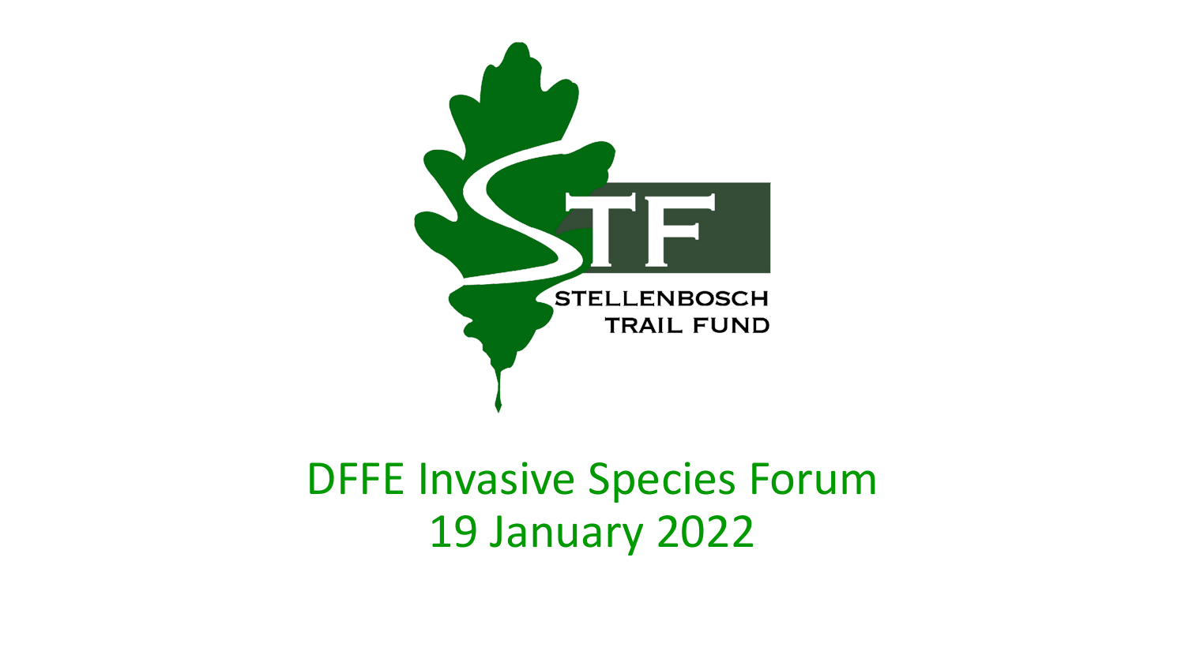STF

STELLENBOSCH TRAIL FUND

# DFFE Invasive Species Forum
# 19 January 2022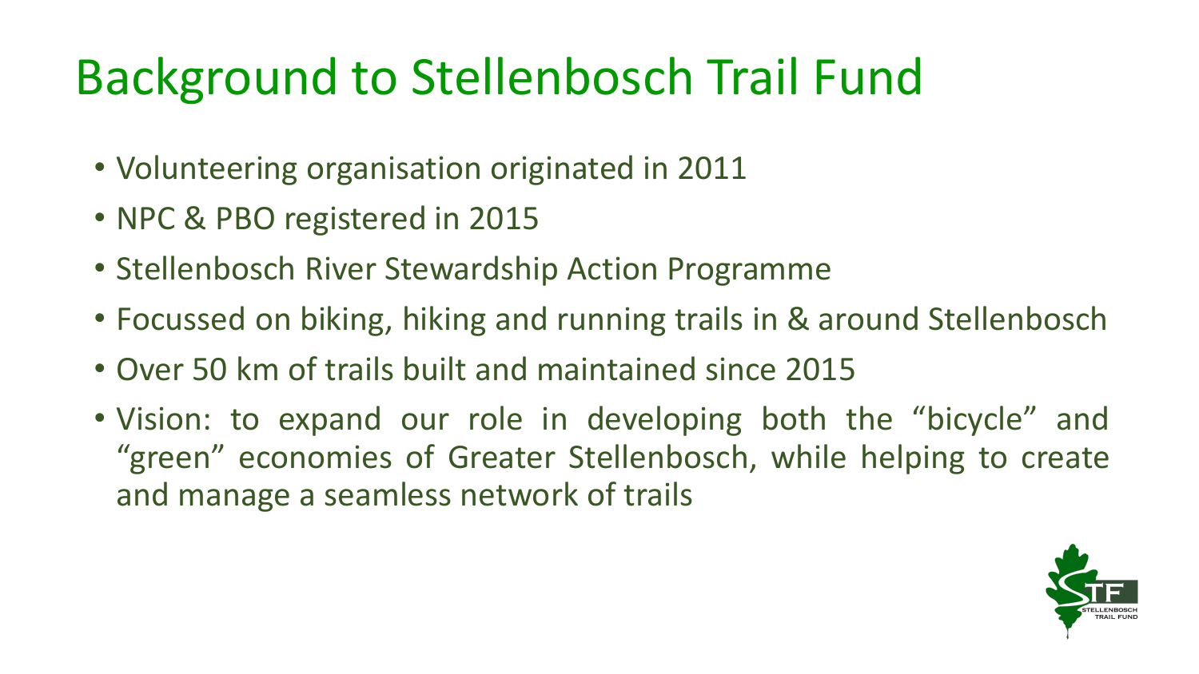# Background to Stellenbosch Trail Fund

- Volunteering organisation originated in 2011
- NPC & PBO registered in 2015
- Stellenbosch River Stewardship Action Programme
- Focussed on biking, hiking and running trails in & around Stellenbosch
- Over 50 km of trails built and maintained since 2015
- Vision: to expand our role in developing both the "bicycle" and "green" economies of Greater Stellenbosch, while helping to create and manage a seamless network of trails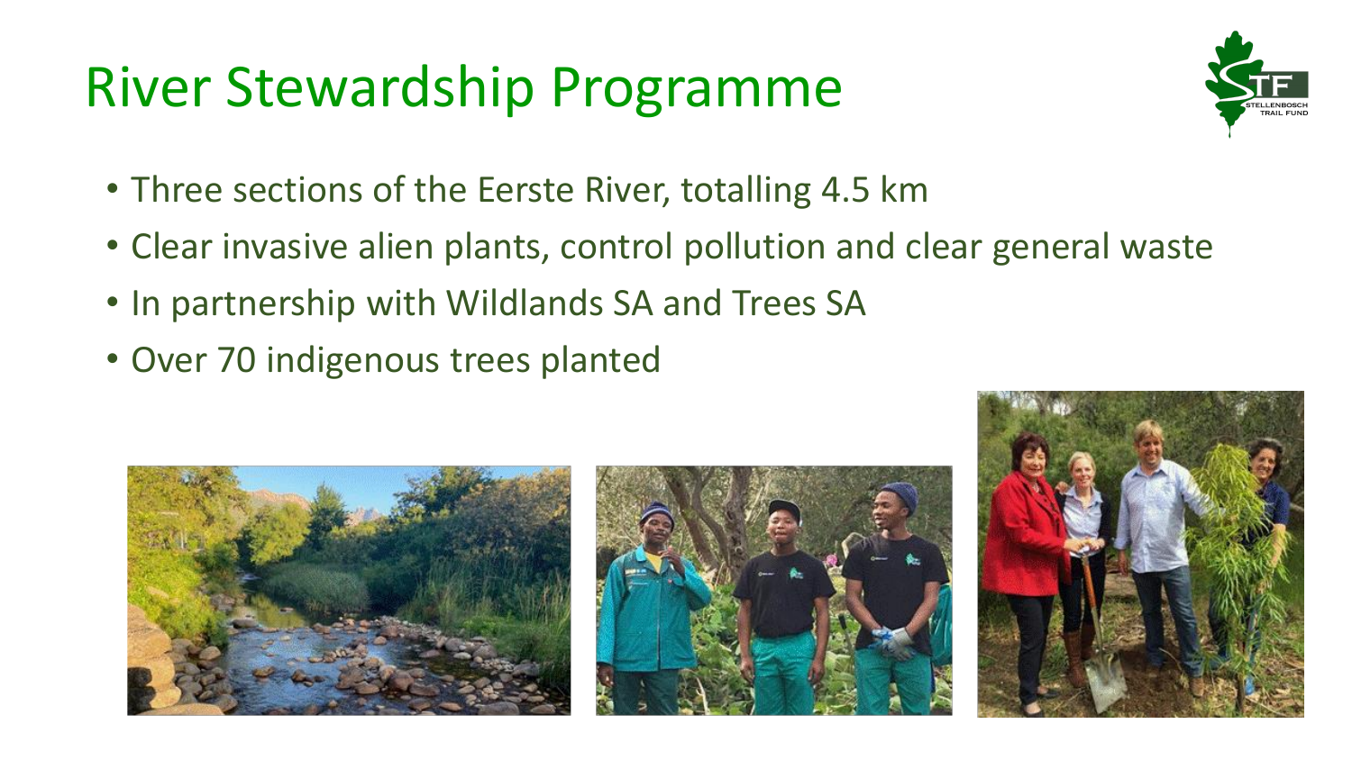# River Stewardship Programme

- Three sections of the Eerste River, totalling 4.5 km
- Clear invasive alien plants, control pollution and clear general waste
- In partnership with Wildlands SA and Trees SA
- Over 70 indigenous trees planted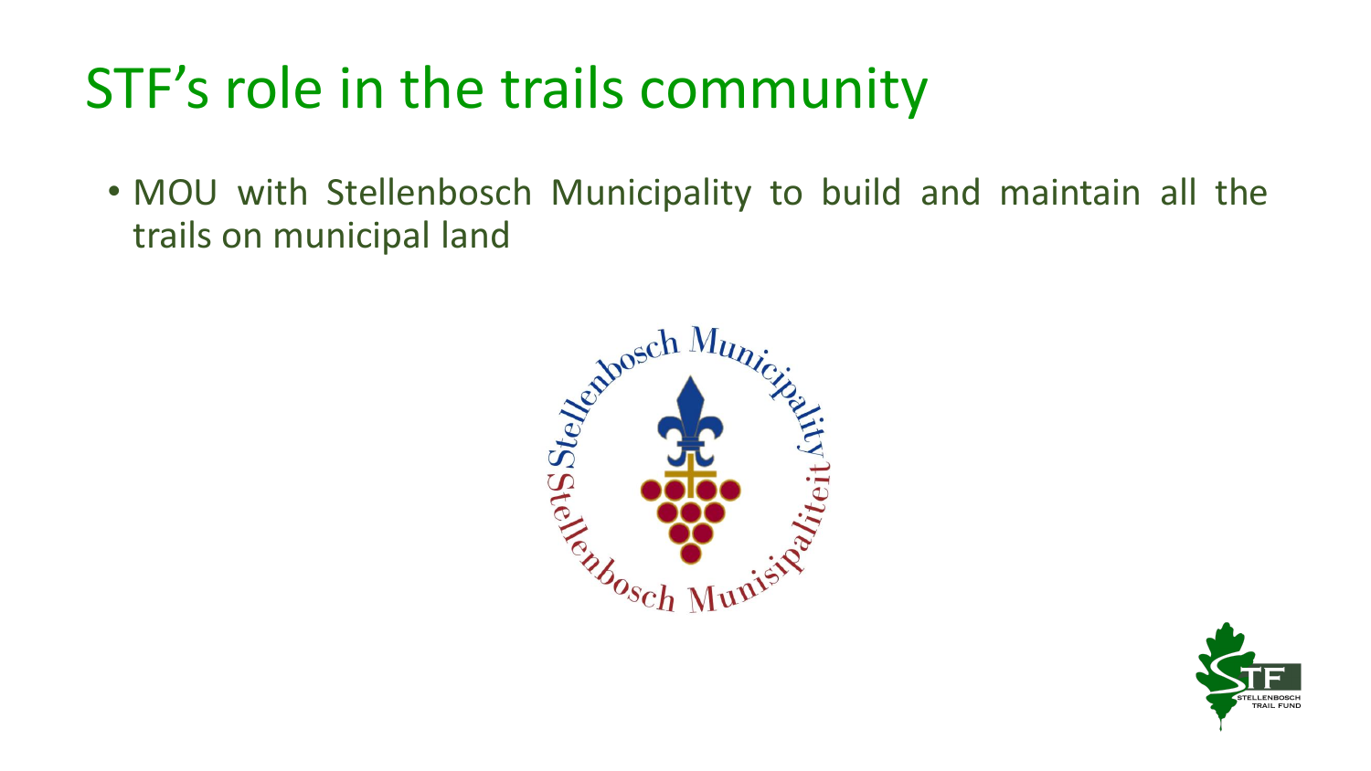# STF's role in the trails community

- MOU with Stellenbosch Municipality to build and maintain all the trails on municipal land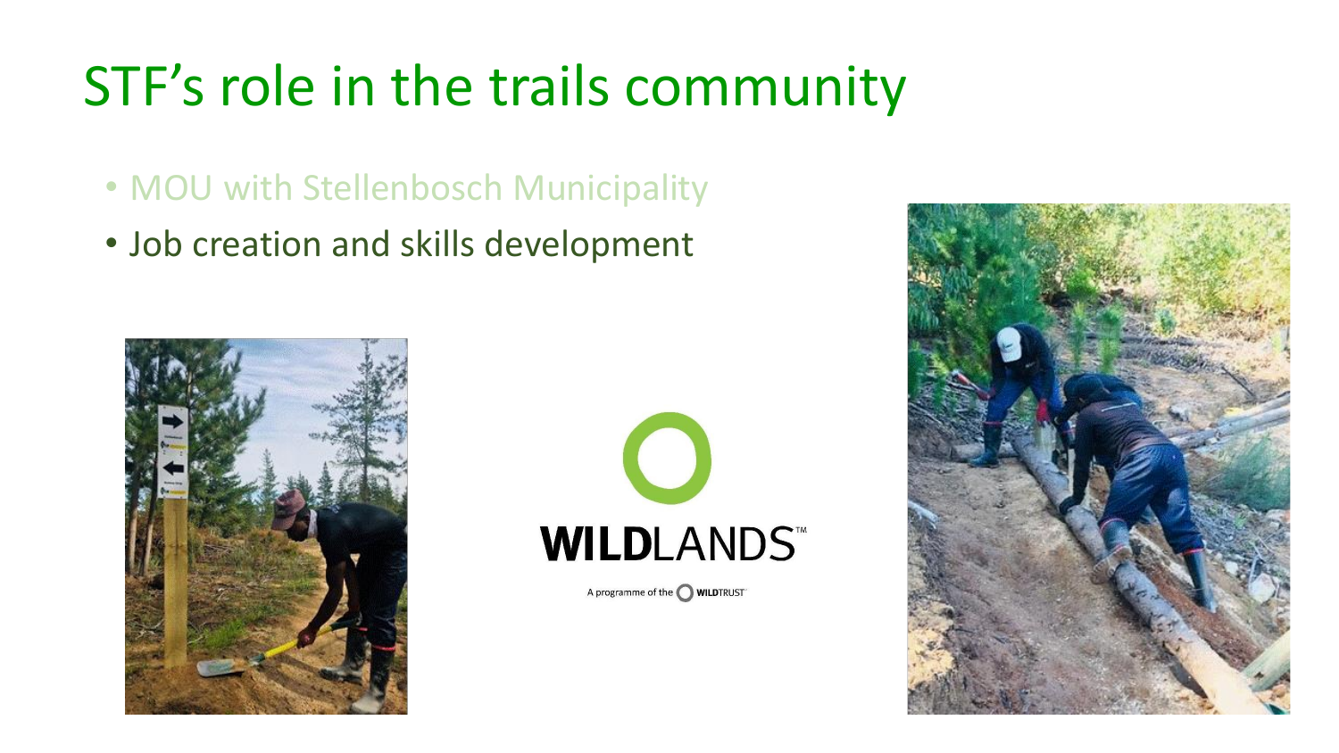# STF's role in the trails community

- MOU with Stellenbosch Municipality
- Job creation and skills development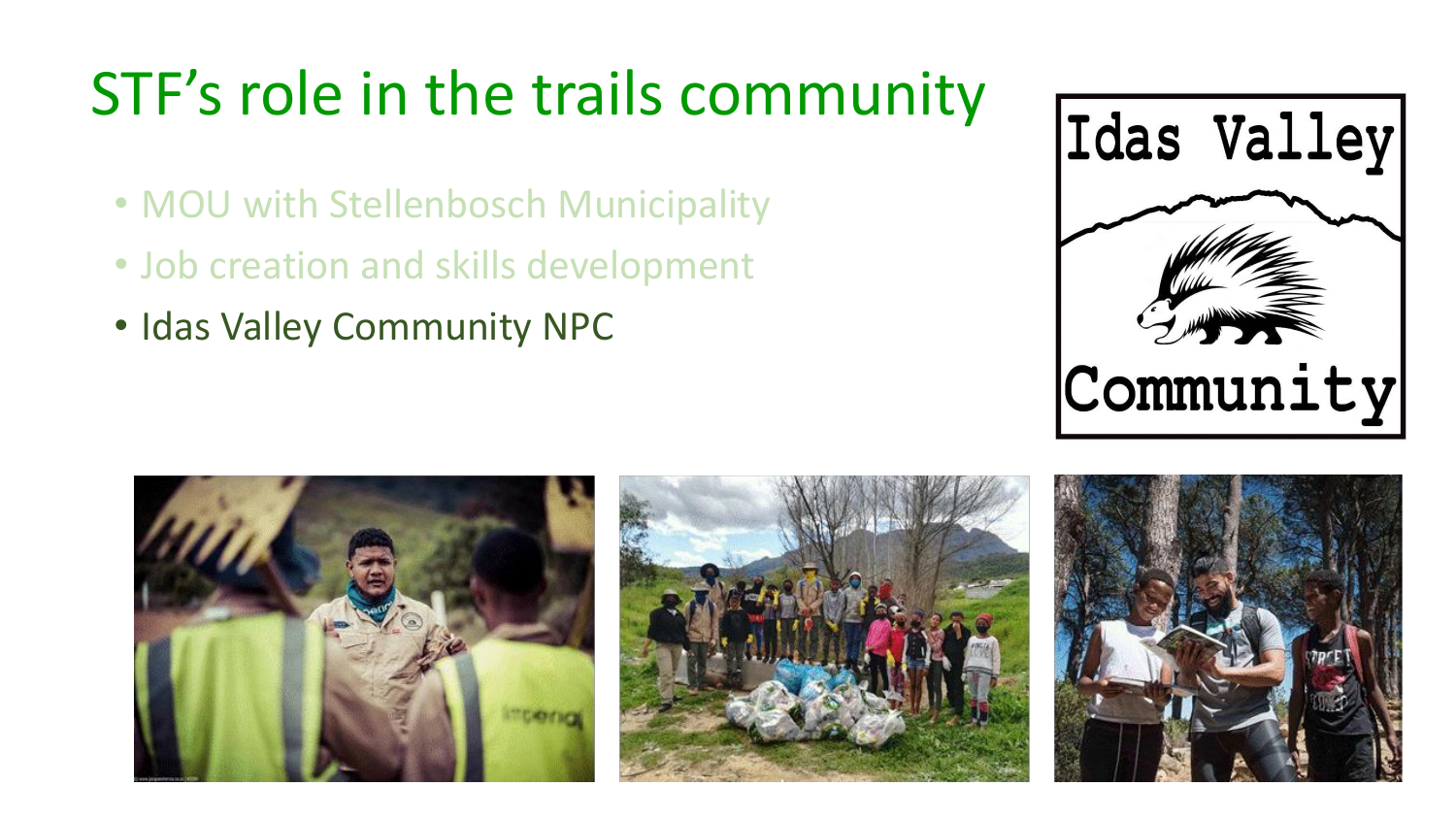# STF's role in the trails community

- MOU with Stellenbosch Municipality
- Job creation and skills development
- Idas Valley Community NPC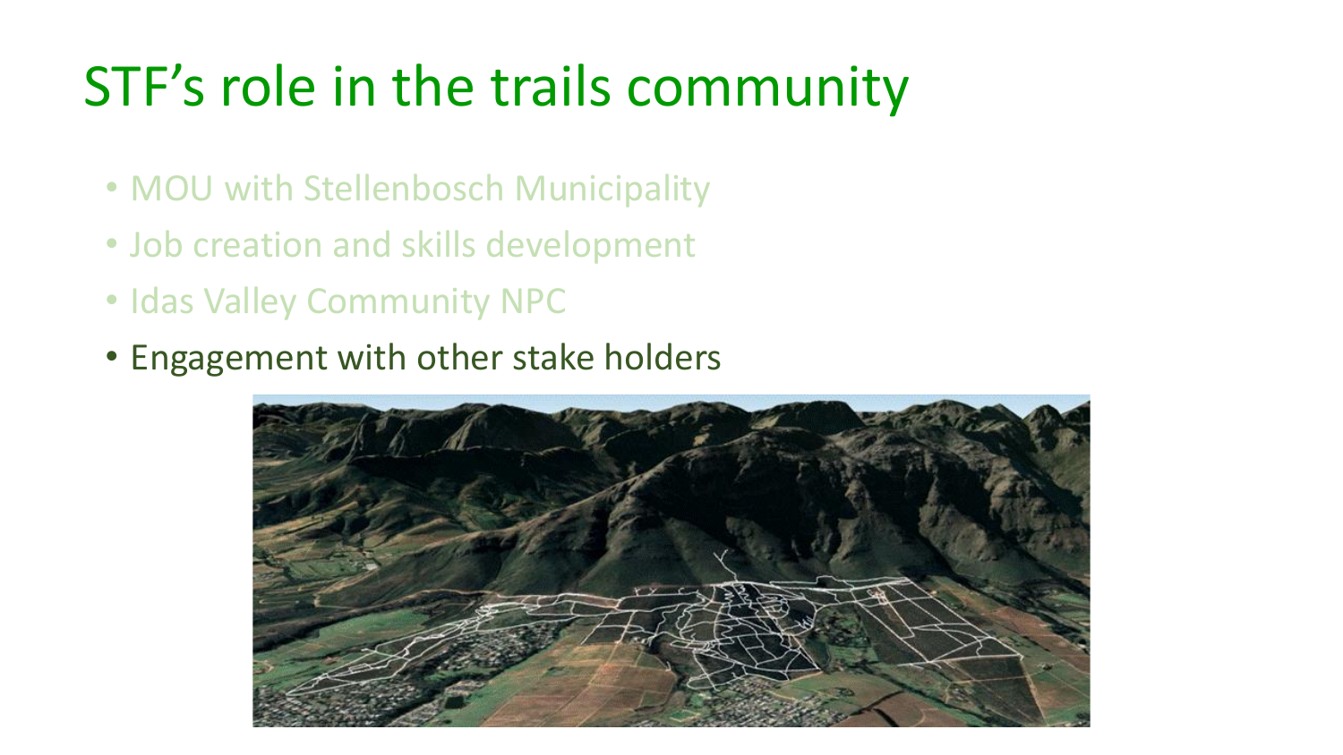# STF's role in the trails community

- MOU with Stellenbosch Municipality
- Job creation and skills development
- Idas Valley Community NPC
- Engagement with other stake holders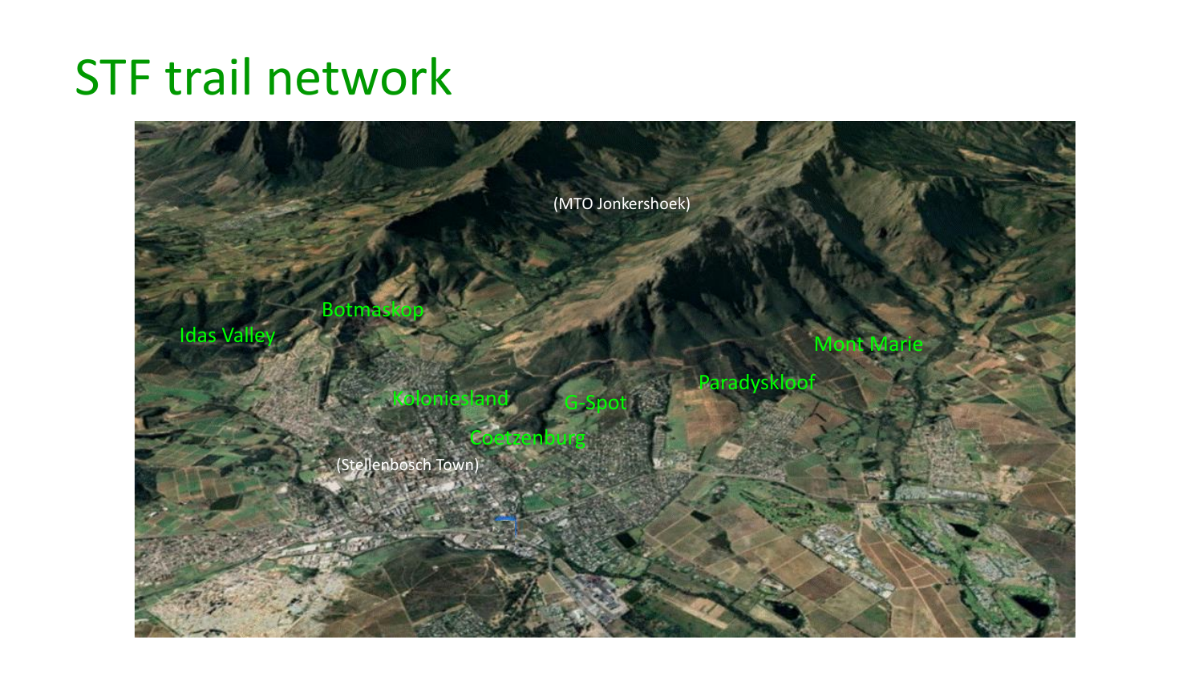# STF trail network

(MTO Jonkershoek)

Botmaskop

Idas Valley

Mont Marie

Paradyskloof

Koloniesland

G-Spot

Coetzenburg

(Stellenbosch Town)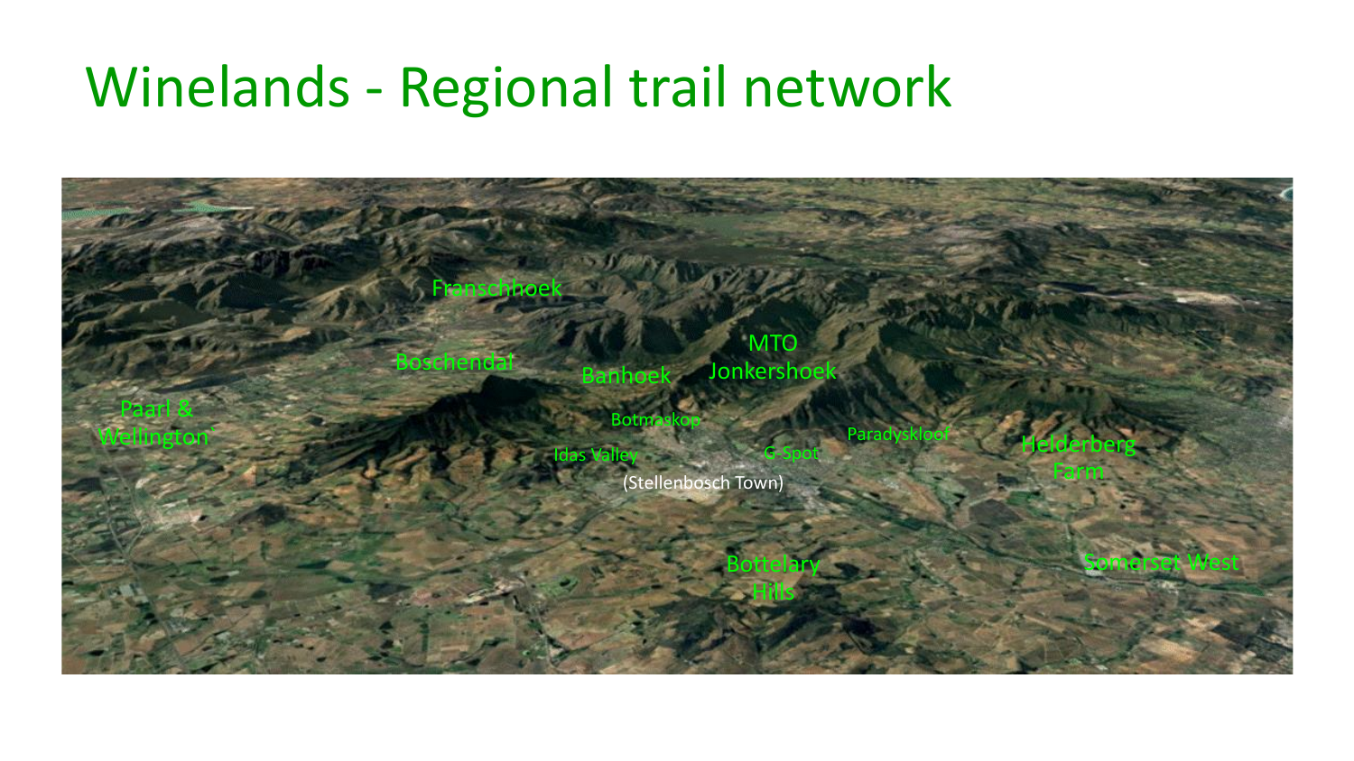# Winelands - Regional trail network

Franschhoek

Boschendal

Banhoek

MTO Jonkershoek

Paarl & Wellington

Botmaskop

Paradyskloof

Helderberg Farm

Idas Valley

G-Spot

(Stellenbosch Town)

Bottelary Hills

Somerset West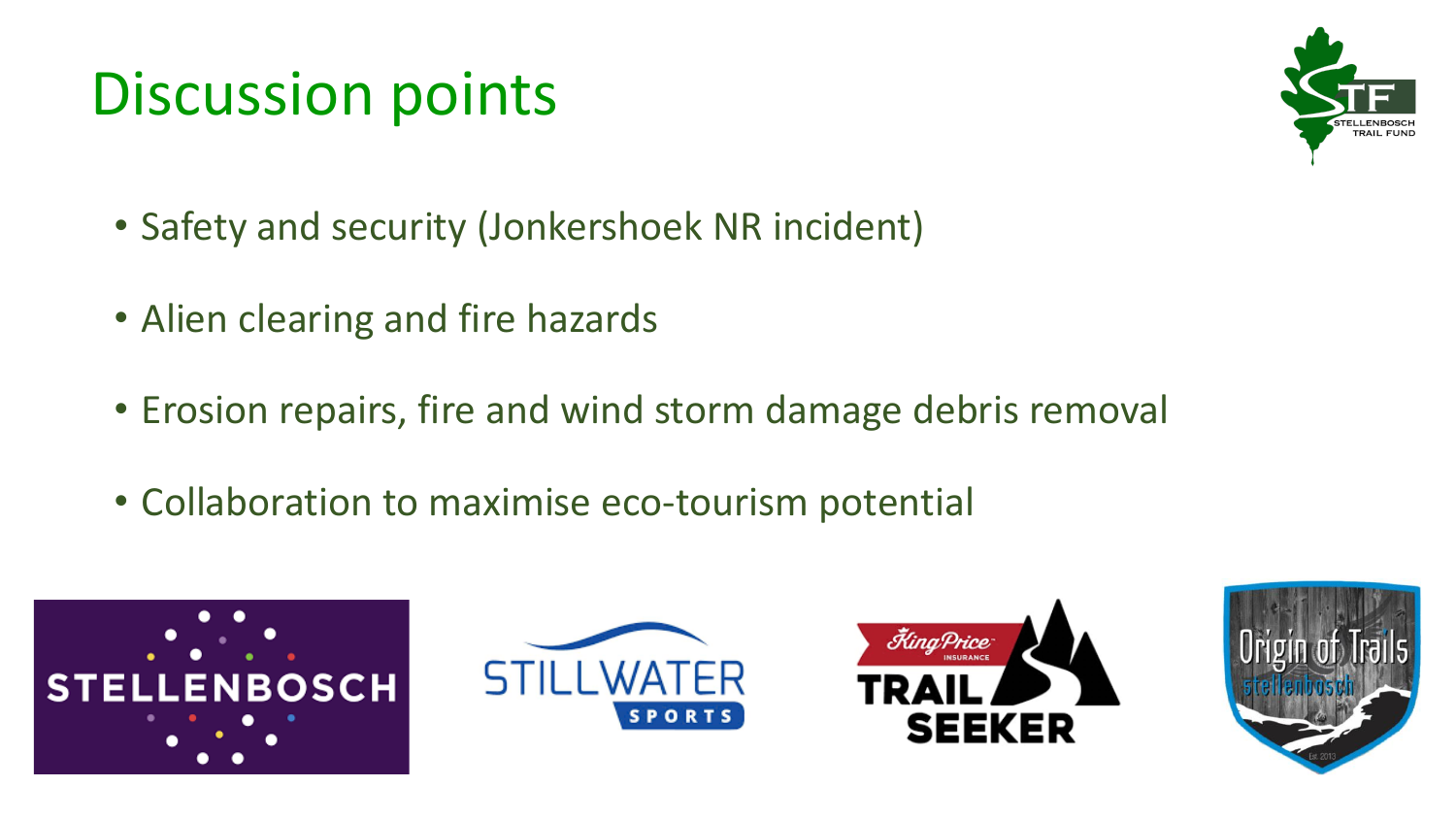# Discussion points

- Safety and security (Jonkershoek NR incident)
- Alien clearing and fire hazards
- Erosion repairs, fire and wind storm damage debris removal
- Collaboration to maximise eco-tourism potential